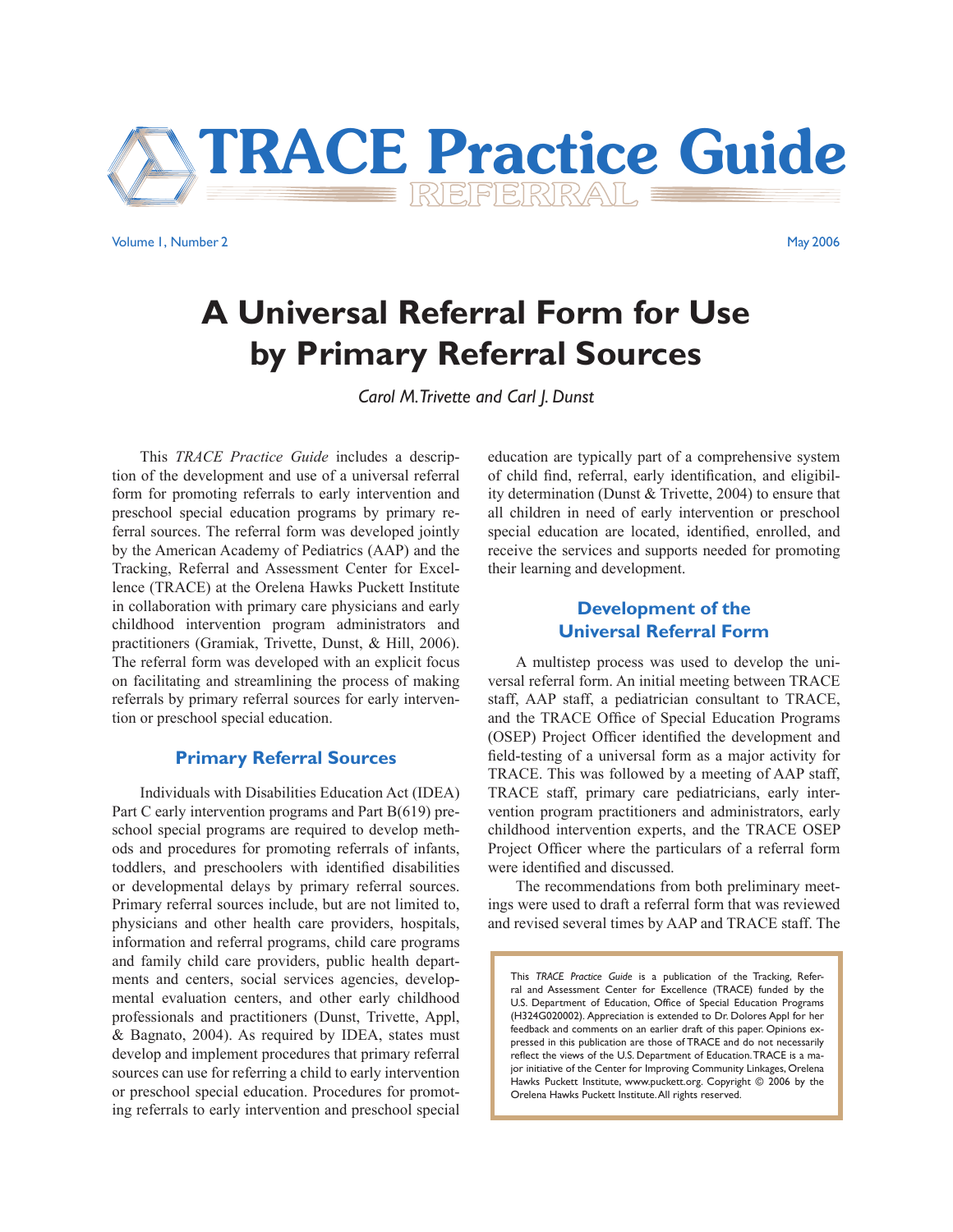# TRACE Practice Guide

REFERRAL

Volume 1, Number 2 May 2006

# A Universal Referral Form for Use by Primary Referral Sources

*Carol M. Trivette and Carl J. Dunst*

This *TRACE Practice Guide* includes a description of the development and use of a universal referral form for promoting referrals to early intervention and preschool special education programs by primary referral sources. The referral form was developed jointly by the American Academy of Pediatrics (AAP) and the Tracking, Referral and Assessment Center for Excellence (TRACE) at the Orelena Hawks Puckett Institute in collaboration with primary care physicians and early childhood intervention program administrators and practitioners (Gramiak, Trivette, Dunst, & Hill, 2006). The referral form was developed with an explicit focus on facilitating and streamlining the process of making referrals by primary referral sources for early intervention or preschool special education.

## Primary Referral Sources

Individuals with Disabilities Education Act (IDEA) Part C early intervention programs and Part B(619) preschool special programs are required to develop methods and procedures for promoting referrals of infants, toddlers, and preschoolers with identified disabilities or developmental delays by primary referral sources. Primary referral sources include, but are not limited to, physicians and other health care providers, hospitals, information and referral programs, child care programs and family child care providers, public health departments and centers, social services agencies, developmental evaluation centers, and other early childhood professionals and practitioners (Dunst, Trivette, Appl, & Bagnato, 2004). As required by IDEA, states must develop and implement procedures that primary referral sources can use for referring a child to early intervention or preschool special education. Procedures for promoting referrals to early intervention and preschool special education are typically part of a comprehensive system of child find, referral, early identification, and eligibility determination (Dunst & Trivette, 2004) to ensure that all children in need of early intervention or preschool special education are located, identified, enrolled, and receive the services and supports needed for promoting their learning and development.

## Development of the Universal Referral Form

A multistep process was used to develop the universal referral form. An initial meeting between TRACE staff, AAP staff, a pediatrician consultant to TRACE, and the TRACE Office of Special Education Programs (OSEP) Project Officer identified the development and field-testing of a universal form as a major activity for TRACE. This was followed by a meeting of AAP staff, TRACE staff, primary care pediatricians, early intervention program practitioners and administrators, early childhood intervention experts, and the TRACE OSEP Project Officer where the particulars of a referral form were identified and discussed.

The recommendations from both preliminary meetings were used to draft a referral form that was reviewed and revised several times by AAP and TRACE staff. The

This *TRACE Practice Guide* is a publication of the Tracking, Referral and Assessment Center for Excellence (TRACE) funded by the U.S. Department of Education, Office of Special Education Programs (H324G020002). Appreciation is extended to Dr. Dolores Appl for her feedback and comments on an earlier draft of this paper. Opinions expressed in this publication are those of TRACE and do not necessarily reflect the views of the U.S. Department of Education. TRACE is a major initiative of the Center for Improving Community Linkages, Orelena Hawks Puckett Institute, www.puckett.org. Copyright © 2006 by the Orelena Hawks Puckett Institute. All rights reserved.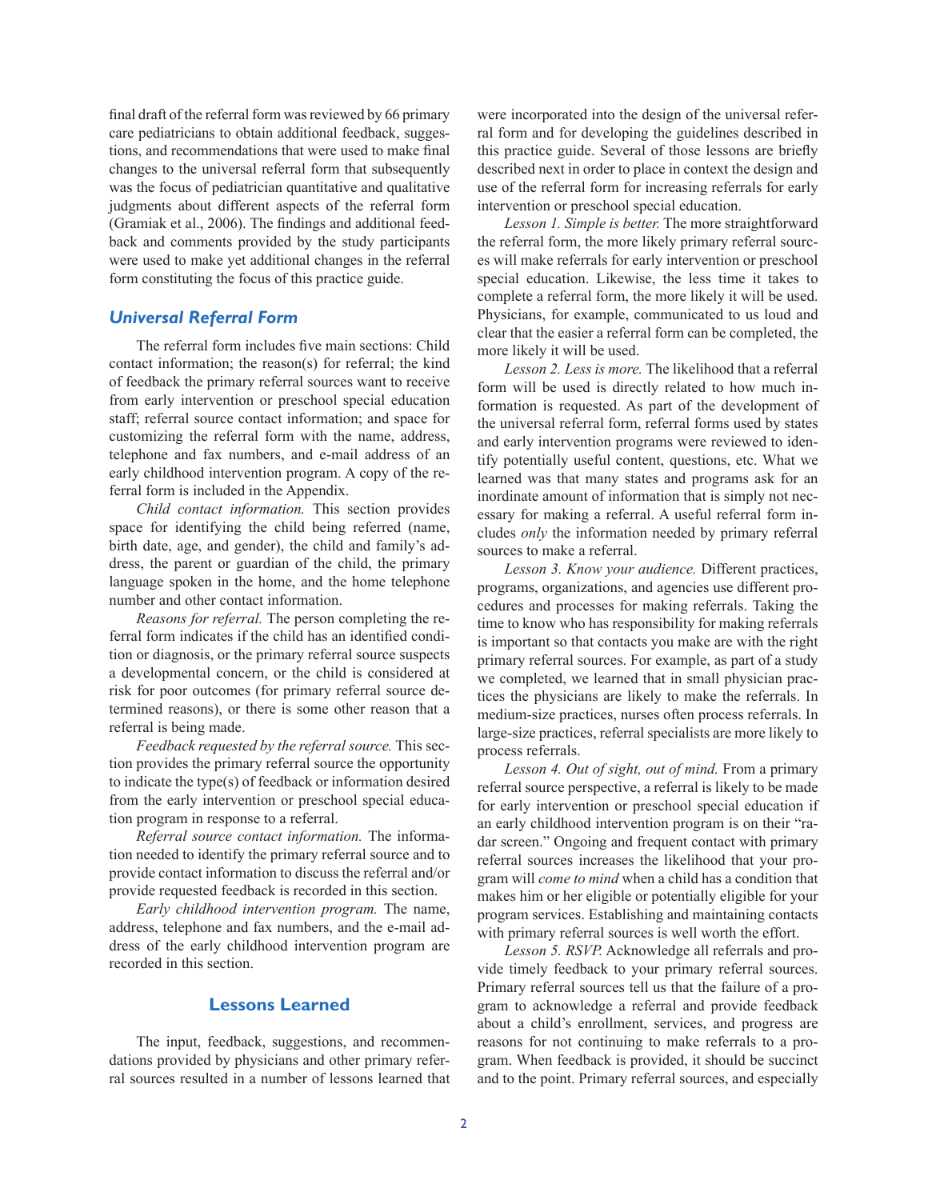final draft of the referral form was reviewed by 66 primary care pediatricians to obtain additional feedback, suggestions, and recommendations that were used to make final changes to the universal referral form that subsequently was the focus of pediatrician quantitative and qualitative judgments about different aspects of the referral form (Gramiak et al., 2006). The findings and additional feedback and comments provided by the study participants were used to make yet additional changes in the referral form constituting the focus of this practice guide.

## *Universal Referral Form*

The referral form includes five main sections: Child contact information; the reason(s) for referral; the kind of feedback the primary referral sources want to receive from early intervention or preschool special education staff; referral source contact information; and space for customizing the referral form with the name, address, telephone and fax numbers, and e-mail address of an early childhood intervention program. A copy of the referral form is included in the Appendix.

*Child contact information.* This section provides space for identifying the child being referred (name, birth date, age, and gender), the child and family's address, the parent or guardian of the child, the primary language spoken in the home, and the home telephone number and other contact information.

*Reasons for referral.* The person completing the referral form indicates if the child has an identified condition or diagnosis, or the primary referral source suspects a developmental concern, or the child is considered at risk for poor outcomes (for primary referral source determined reasons), or there is some other reason that a referral is being made.

*Feedback requested by the referral source.* This section provides the primary referral source the opportunity to indicate the type(s) of feedback or information desired from the early intervention or preschool special education program in response to a referral.

*Referral source contact information.* The information needed to identify the primary referral source and to provide contact information to discuss the referral and/or provide requested feedback is recorded in this section.

*Early childhood intervention program.* The name, address, telephone and fax numbers, and the e-mail address of the early childhood intervention program are recorded in this section.

## Lessons Learned

The input, feedback, suggestions, and recommendations provided by physicians and other primary referral sources resulted in a number of lessons learned that were incorporated into the design of the universal referral form and for developing the guidelines described in this practice guide. Several of those lessons are briefly described next in order to place in context the design and use of the referral form for increasing referrals for early intervention or preschool special education.

*Lesson 1. Simple is better.* The more straightforward the referral form, the more likely primary referral sources will make referrals for early intervention or preschool special education. Likewise, the less time it takes to complete a referral form, the more likely it will be used. Physicians, for example, communicated to us loud and clear that the easier a referral form can be completed, the more likely it will be used.

*Lesson 2. Less is more.* The likelihood that a referral form will be used is directly related to how much information is requested. As part of the development of the universal referral form, referral forms used by states and early intervention programs were reviewed to identify potentially useful content, questions, etc. What we learned was that many states and programs ask for an inordinate amount of information that is simply not necessary for making a referral. A useful referral form includes *only* the information needed by primary referral sources to make a referral.

*Lesson 3. Know your audience.* Different practices, programs, organizations, and agencies use different procedures and processes for making referrals. Taking the time to know who has responsibility for making referrals is important so that contacts you make are with the right primary referral sources. For example, as part of a study we completed, we learned that in small physician practices the physicians are likely to make the referrals. In medium-size practices, nurses often process referrals. In large-size practices, referral specialists are more likely to process referrals.

*Lesson 4. Out of sight, out of mind.* From a primary referral source perspective, a referral is likely to be made for early intervention or preschool special education if an early childhood intervention program is on their "radar screen." Ongoing and frequent contact with primary referral sources increases the likelihood that your program will *come to mind* when a child has a condition that makes him or her eligible or potentially eligible for your program services. Establishing and maintaining contacts with primary referral sources is well worth the effort.

*Lesson 5. RSVP.* Acknowledge all referrals and provide timely feedback to your primary referral sources. Primary referral sources tell us that the failure of a program to acknowledge a referral and provide feedback about a child's enrollment, services, and progress are reasons for not continuing to make referrals to a program. When feedback is provided, it should be succinct and to the point. Primary referral sources, and especially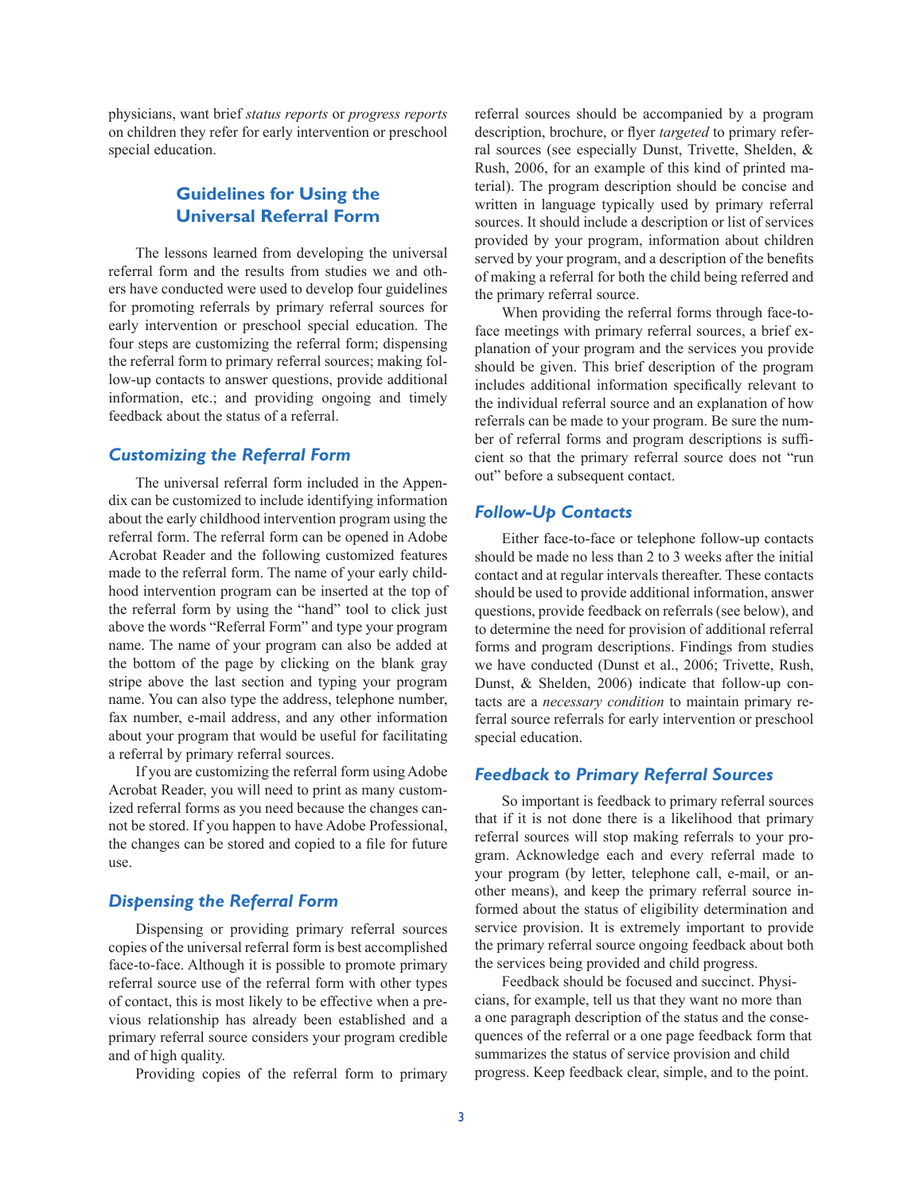physicians, want brief *status reports* or *progress reports* on children they refer for early intervention or preschool special education.

## Guidelines for Using the Universal Referral Form

The lessons learned from developing the universal referral form and the results from studies we and others have conducted were used to develop four guidelines for promoting referrals by primary referral sources for early intervention or preschool special education. The four steps are customizing the referral form; dispensing the referral form to primary referral sources; making follow-up contacts to answer questions, provide additional information, etc.; and providing ongoing and timely feedback about the status of a referral.

### *Customizing the Referral Form*

The universal referral form included in the Appendix can be customized to include identifying information about the early childhood intervention program using the referral form. The referral form can be opened in Adobe Acrobat Reader and the following customized features made to the referral form. The name of your early childhood intervention program can be inserted at the top of the referral form by using the "hand" tool to click just above the words "Referral Form" and type your program name. The name of your program can also be added at the bottom of the page by clicking on the blank gray stripe above the last section and typing your program name. You can also type the address, telephone number, fax number, e-mail address, and any other information about your program that would be useful for facilitating a referral by primary referral sources.

If you are customizing the referral form using Adobe Acrobat Reader, you will need to print as many customized referral forms as you need because the changes cannot be stored. If you happen to have Adobe Professional, the changes can be stored and copied to a file for future use.

### *Dispensing the Referral Form*

Dispensing or providing primary referral sources copies of the universal referral form is best accomplished face-to-face. Although it is possible to promote primary referral source use of the referral form with other types of contact, this is most likely to be effective when a previous relationship has already been established and a primary referral source considers your program credible and of high quality.

Providing copies of the referral form to primary referral sources should be accompanied by a program description, brochure, or flyer *targeted* to primary referral sources (see especially Dunst, Trivette, Shelden, & Rush, 2006, for an example of this kind of printed material). The program description should be concise and written in language typically used by primary referral sources. It should include a description or list of services provided by your program, information about children served by your program, and a description of the benefits of making a referral for both the child being referred and the primary referral source.

When providing the referral forms through face-to-face meetings with primary referral sources, a brief explanation of your program and the services you provide should be given. This brief description of the program includes additional information specifically relevant to the individual referral source and an explanation of how referrals can be made to your program. Be sure the number of referral forms and program descriptions is sufficient so that the primary referral source does not "run out" before a subsequent contact.

### *Follow-Up Contacts*

Either face-to-face or telephone follow-up contacts should be made no less than 2 to 3 weeks after the initial contact and at regular intervals thereafter. These contacts should be used to provide additional information, answer questions, provide feedback on referrals (see below), and to determine the need for provision of additional referral forms and program descriptions. Findings from studies we have conducted (Dunst et al., 2006; Trivette, Rush, Dunst, & Shelden, 2006) indicate that follow-up contacts are a *necessary condition* to maintain primary referral source referrals for early intervention or preschool special education.

### *Feedback to Primary Referral Sources*

So important is feedback to primary referral sources that if it is not done there is a likelihood that primary referral sources will stop making referrals to your program. Acknowledge each and every referral made to your program (by letter, telephone call, e-mail, or another means), and keep the primary referral source informed about the status of eligibility determination and service provision. It is extremely important to provide the primary referral source ongoing feedback about both the services being provided and child progress.

Feedback should be focused and succinct. Physicians, for example, tell us that they want no more than a one paragraph description of the status and the consequences of the referral or a one page feedback form that summarizes the status of service provision and child progress. Keep feedback clear, simple, and to the point.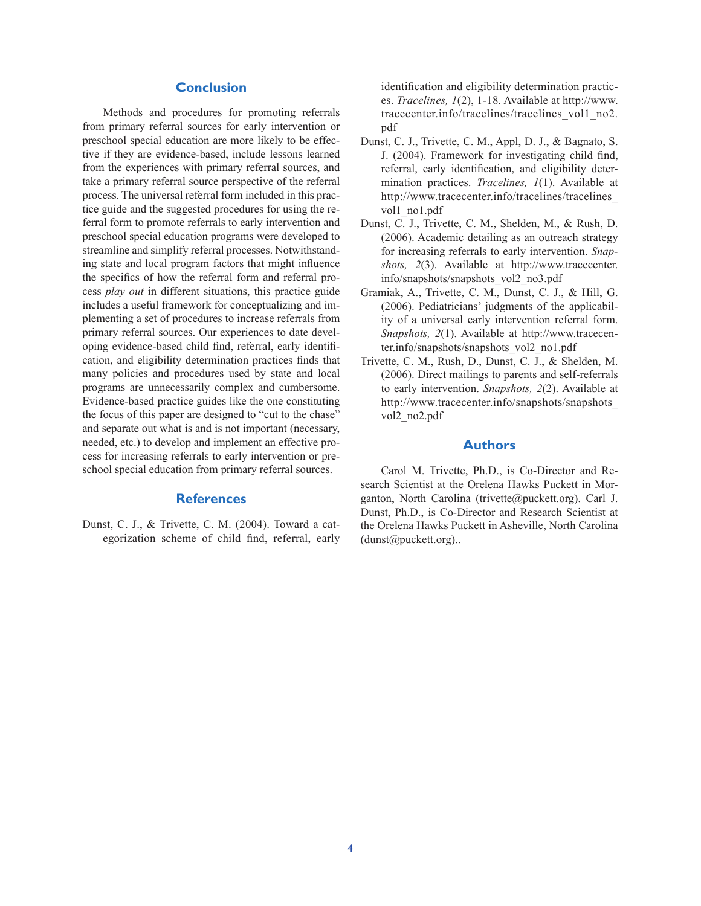## Conclusion

Methods and procedures for promoting referrals from primary referral sources for early intervention or preschool special education are more likely to be effective if they are evidence-based, include lessons learned from the experiences with primary referral sources, and take a primary referral source perspective of the referral process. The universal referral form included in this practice guide and the suggested procedures for using the referral form to promote referrals to early intervention and preschool special education programs were developed to streamline and simplify referral processes. Notwithstanding state and local program factors that might influence the specifics of how the referral form and referral process *play out* in different situations, this practice guide includes a useful framework for conceptualizing and implementing a set of procedures to increase referrals from primary referral sources. Our experiences to date developing evidence-based child find, referral, early identification, and eligibility determination practices finds that many policies and procedures used by state and local programs are unnecessarily complex and cumbersome. Evidence-based practice guides like the one constituting the focus of this paper are designed to "cut to the chase" and separate out what is and is not important (necessary, needed, etc.) to develop and implement an effective process for increasing referrals to early intervention or preschool special education from primary referral sources.

## References

Dunst, C. J., & Trivette, C. M. (2004). Toward a categorization scheme of child find, referral, early identification and eligibility determination practices. *Tracelines, 1*(2), 1-18. Available at http://www.tracecenter.info/tracelines/tracelines_vol1_no2.pdf

Dunst, C. J., Trivette, C. M., Appl, D. J., & Bagnato, S. J. (2004). Framework for investigating child find, referral, early identification, and eligibility determination practices. *Tracelines, 1*(1). Available at http://www.tracecenter.info/tracelines/tracelines_vol1_no1.pdf

Dunst, C. J., Trivette, C. M., Shelden, M., & Rush, D. (2006). Academic detailing as an outreach strategy for increasing referrals to early intervention. *Snapshots, 2*(3). Available at http://www.tracecenter.info/snapshots/snapshots_vol2_no3.pdf

Gramiak, A., Trivette, C. M., Dunst, C. J., & Hill, G. (2006). Pediatricians' judgments of the applicability of a universal early intervention referral form. *Snapshots, 2*(1). Available at http://www.tracecenter.info/snapshots/snapshots_vol2_no1.pdf

Trivette, C. M., Rush, D., Dunst, C. J., & Shelden, M. (2006). Direct mailings to parents and self-referrals to early intervention. *Snapshots, 2*(2). Available at http://www.tracecenter.info/snapshots/snapshots_vol2_no2.pdf

## Authors

Carol M. Trivette, Ph.D., is Co-Director and Research Scientist at the Orelena Hawks Puckett in Morganton, North Carolina (trivette@puckett.org). Carl J. Dunst, Ph.D., is Co-Director and Research Scientist at the Orelena Hawks Puckett in Asheville, North Carolina (dunst@puckett.org)..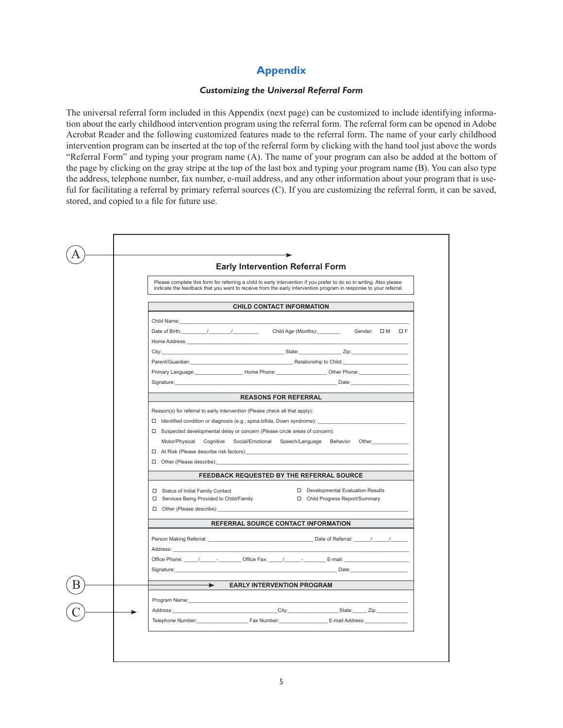# Appendix

### *Customizing the Universal Referral Form*

The universal referral form included in this Appendix (next page) can be customized to include identifying information about the early childhood intervention program using the referral form. The referral form can be opened in Adobe Acrobat Reader and the following customized features made to the referral form. The name of your early childhood intervention program can be inserted at the top of the referral form by clicking with the hand tool just above the words "Referral Form" and typing your program name (A). The name of your program can also be added at the bottom of the page by clicking on the gray stripe at the top of the last box and typing your program name (B). You can also type the address, telephone number, fax number, e-mail address, and any other information about your program that is useful for facilitating a referral by primary referral sources (C). If you are customizing the referral form, it can be saved, stored, and copied to a file for future use.

(A) →

## Early Intervention Referral Form

Please complete this form for referring a child to early intervention if you prefer to do so in writing. Also please indicate the feedback that you want to receive from the early intervention program in response to your referral.

**CHILD CONTACT INFORMATION**

Child Name:\_\_\_\_\_\_\_\_\_\_\_\_\_\_\_\_\_\_\_\_\_\_\_\_\_\_\_\_\_\_\_\_\_\_\_\_\_\_\_\_

Date of Birth:\_\_\_\_\_\_\_/\_\_\_\_\_\_\_/\_\_\_\_\_\_\_\_ Child Age (Months):\_\_\_\_\_\_\_ Gender: ☐ M ☐ F

Home Address:\_\_\_\_\_\_\_\_\_\_\_\_\_\_\_\_\_\_\_\_\_\_\_\_\_\_\_\_\_\_\_\_\_\_\_\_\_\_\_\_

City:\_\_\_\_\_\_\_\_\_\_\_\_\_\_\_\_\_\_\_\_\_\_\_\_ State:\_\_\_\_\_\_\_\_\_\_ Zip:\_\_\_\_\_\_\_\_\_\_\_\_

Parent/Guardian:\_\_\_\_\_\_\_\_\_\_\_\_\_\_\_\_\_\_\_\_\_\_\_\_ Relationship to Child:\_\_\_\_\_\_\_\_\_\_\_\_\_\_

Primary Language:\_\_\_\_\_\_\_\_\_\_\_\_ Home Phone:\_\_\_\_\_\_\_\_\_\_\_\_ Other Phone:\_\_\_\_\_\_\_\_\_\_\_\_

Signature:\_\_\_\_\_\_\_\_\_\_\_\_\_\_\_\_\_\_\_\_\_\_\_\_\_\_\_\_\_\_\_\_\_\_ Date:\_\_\_\_\_\_\_\_\_\_\_\_

**REASONS FOR REFERRAL**

Reason(s) for referral to early intervention (Please check all that apply):

☐ Identified condition or diagnosis (e.g., spina bifida, Down syndrome): \_\_\_\_\_\_\_\_\_\_\_\_\_\_\_\_\_\_\_\_

☐ Suspected developmental delay or concern (Please circle areas of concern):

Motor/Physical Cognitive Social/Emotional Speech/Language Behavior Other\_\_\_\_\_\_\_\_\_\_

☐ At Risk (Please describe risk factors):\_\_\_\_\_\_\_\_\_\_\_\_\_\_\_\_\_\_\_\_\_\_\_\_\_\_\_\_\_\_\_\_\_\_

☐ Other (Please describe):\_\_\_\_\_\_\_\_\_\_\_\_\_\_\_\_\_\_\_\_\_\_\_\_\_\_\_\_\_\_\_\_\_\_\_\_\_\_

**FEEDBACK REQUESTED BY THE REFERRAL SOURCE**

☐ Status of Initial Family Contact ☐ Developmental Evaluation Results

☐ Services Being Provided to Child/Family ☐ Child Progress Report/Summary

☐ Other (Please describe):\_\_\_\_\_\_\_\_\_\_\_\_\_\_\_\_\_\_\_\_\_\_\_\_\_\_\_\_\_\_\_\_\_\_\_\_\_\_

**REFERRAL SOURCE CONTACT INFORMATION**

Person Making Referral: \_\_\_\_\_\_\_\_\_\_\_\_\_\_\_\_\_\_\_\_\_\_\_\_\_\_ Date of Referral: \_\_\_\_\_/\_\_\_\_\_/\_\_\_\_\_

Address: \_\_\_\_\_\_\_\_\_\_\_\_\_\_\_\_\_\_\_\_\_\_\_\_\_\_\_\_\_\_\_\_\_\_\_\_\_\_\_\_\_\_

Office Phone: \_\_\_\_/\_\_\_\_\_-\_\_\_\_\_\_\_ Office Fax: \_\_\_\_/\_\_\_\_\_-\_\_\_\_\_\_\_ E-mail: \_\_\_\_\_\_\_\_\_\_\_\_\_\_\_\_

Signature:\_\_\_\_\_\_\_\_\_\_\_\_\_\_\_\_\_\_\_\_\_\_\_\_\_\_\_\_\_\_\_\_\_\_ Date:\_\_\_\_\_\_\_\_\_\_\_\_

(B) → **EARLY INTERVENTION PROGRAM**

Program Name:\_\_\_\_\_\_\_\_\_\_\_\_\_\_\_\_\_\_\_\_\_\_\_\_\_\_\_\_\_\_\_\_\_\_\_\_\_\_\_\_

(C) → Address:\_\_\_\_\_\_\_\_\_\_\_\_\_\_\_\_\_\_\_\_\_\_\_\_City:\_\_\_\_\_\_\_\_\_\_\_\_State:\_\_\_\_ Zip:\_\_\_\_\_\_\_\_

Telephone Number:\_\_\_\_\_\_\_\_\_\_\_\_ Fax Number:\_\_\_\_\_\_\_\_\_\_\_\_ E-mail Address:\_\_\_\_\_\_\_\_\_\_\_\_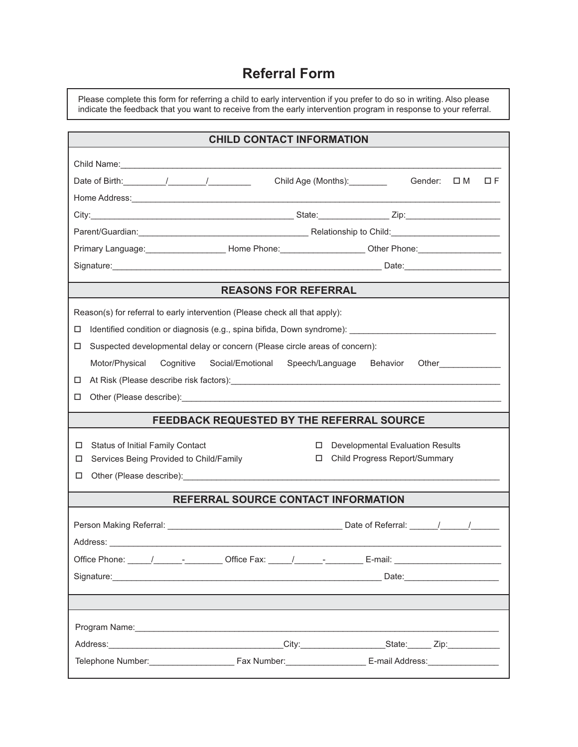# Referral Form

Please complete this form for referring a child to early intervention if you prefer to do so in writing. Also please indicate the feedback that you want to receive from the early intervention program in response to your referral.

## CHILD CONTACT INFORMATION

Child Name:\_\_\_\_\_\_\_\_\_\_\_\_\_\_\_\_\_\_\_\_\_\_\_\_\_\_\_\_\_\_\_\_\_\_\_\_\_\_\_\_

Date of Birth:\_\_\_\_\_\_/\_\_\_\_\_\_/\_\_\_\_\_\_ Child Age (Months):\_\_\_\_\_\_\_\_ Gender: ☐ M ☐ F

Home Address:\_\_\_\_\_\_\_\_\_\_\_\_\_\_\_\_\_\_\_\_\_\_\_\_\_\_\_\_\_\_\_\_\_\_\_\_\_\_\_\_

City:\_\_\_\_\_\_\_\_\_\_\_\_\_\_\_\_\_\_\_\_ State:\_\_\_\_\_\_\_\_\_\_ Zip:\_\_\_\_\_\_\_\_\_\_

Parent/Guardian:\_\_\_\_\_\_\_\_\_\_\_\_\_\_\_\_\_\_\_\_ Relationship to Child:\_\_\_\_\_\_\_\_\_\_\_\_

Primary Language:\_\_\_\_\_\_\_\_\_\_ Home Phone:\_\_\_\_\_\_\_\_\_\_ Other Phone:\_\_\_\_\_\_\_\_\_\_

Signature:\_\_\_\_\_\_\_\_\_\_\_\_\_\_\_\_\_\_\_\_\_\_\_\_\_\_\_\_\_\_ Date:\_\_\_\_\_\_\_\_\_\_\_\_

## REASONS FOR REFERRAL

Reason(s) for referral to early intervention (Please check all that apply):

☐ Identified condition or diagnosis (e.g., spina bifida, Down syndrome): \_\_\_\_\_\_\_\_\_\_\_\_\_\_\_\_\_\_\_\_

☐ Suspected developmental delay or concern (Please circle areas of concern):

Motor/Physical Cognitive Social/Emotional Speech/Language Behavior Other\_\_\_\_\_\_\_\_\_\_

☐ At Risk (Please describe risk factors):\_\_\_\_\_\_\_\_\_\_\_\_\_\_\_\_\_\_\_\_\_\_\_\_\_\_\_\_\_\_

☐ Other (Please describe):\_\_\_\_\_\_\_\_\_\_\_\_\_\_\_\_\_\_\_\_\_\_\_\_\_\_\_\_\_\_\_\_\_\_

## FEEDBACK REQUESTED BY THE REFERRAL SOURCE

☐ Status of Initial Family Contact

☐ Services Being Provided to Child/Family

☐ Developmental Evaluation Results

☐ Child Progress Report/Summary

☐ Other (Please describe):\_\_\_\_\_\_\_\_\_\_\_\_\_\_\_\_\_\_\_\_\_\_\_\_\_\_\_\_\_\_\_\_\_\_

## REFERRAL SOURCE CONTACT INFORMATION

Person Making Referral: \_\_\_\_\_\_\_\_\_\_\_\_\_\_\_\_\_\_\_\_\_\_\_\_ Date of Referral: \_\_\_\_\_/\_\_\_\_\_/\_\_\_\_\_

Address: \_\_\_\_\_\_\_\_\_\_\_\_\_\_\_\_\_\_\_\_\_\_\_\_\_\_\_\_\_\_\_\_\_\_\_\_\_\_\_\_

Office Phone: \_\_\_\_\_/\_\_\_\_\_-\_\_\_\_\_\_ Office Fax: \_\_\_\_\_/\_\_\_\_\_-\_\_\_\_\_\_ E-mail: \_\_\_\_\_\_\_\_\_\_\_\_\_\_\_\_

Signature:\_\_\_\_\_\_\_\_\_\_\_\_\_\_\_\_\_\_\_\_\_\_\_\_\_\_\_\_\_\_ Date:\_\_\_\_\_\_\_\_\_\_\_\_

Program Name:\_\_\_\_\_\_\_\_\_\_\_\_\_\_\_\_\_\_\_\_\_\_\_\_\_\_\_\_\_\_\_\_\_\_\_\_\_\_\_\_

Address:\_\_\_\_\_\_\_\_\_\_\_\_\_\_\_\_\_\_\_\_ City:\_\_\_\_\_\_\_\_\_\_\_\_ State:\_\_\_\_\_ Zip:\_\_\_\_\_\_\_\_

Telephone Number:\_\_\_\_\_\_\_\_\_\_\_\_ Fax Number:\_\_\_\_\_\_\_\_\_\_\_\_ E-mail Address:\_\_\_\_\_\_\_\_\_\_\_\_